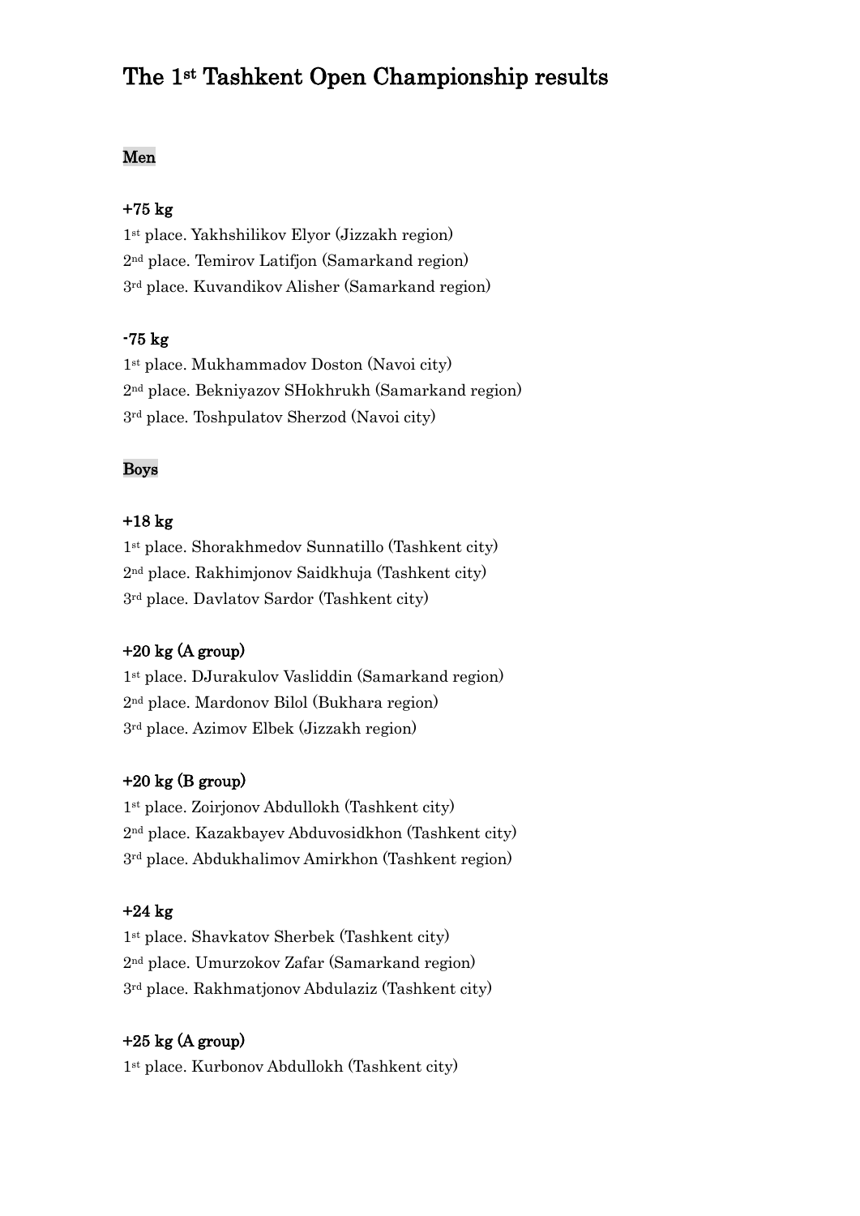# The 1st Tashkent Open Championship results

## Men

### +75 kg

1st place. Yakhshilikov Elyor (Jizzakh region)
2nd place. Temirov Latifjon (Samarkand region)
3rd place. Kuvandikov Alisher (Samarkand region)

### -75 kg

1st place. Mukhammadov Doston (Navoi city)
2nd place. Bekniyazov SHokhrukh (Samarkand region)
3rd place. Toshpulatov Sherzod (Navoi city)

## Boys

### +18 kg

1st place. Shorakhmedov Sunnatillo (Tashkent city)
2nd place. Rakhimjonov Saidkhuja (Tashkent city)
3rd place. Davlatov Sardor (Tashkent city)

### +20 kg (A group)

1st place. DJurakulov Vasliddin (Samarkand region)
2nd place. Mardonov Bilol (Bukhara region)
3rd place. Azimov Elbek (Jizzakh region)

### +20 kg (B group)

1st place. Zoirjonov Abdullokh (Tashkent city)
2nd place. Kazakbayev Abduvosidkhon (Tashkent city)
3rd place. Abdukhalimov Amirkhon (Tashkent region)

### +24 kg

1st place. Shavkatov Sherbek (Tashkent city)
2nd place. Umurzokov Zafar (Samarkand region)
3rd place. Rakhmatjonov Abdulaziz (Tashkent city)

### +25 kg (A group)

1st place. Kurbonov Abdullokh (Tashkent city)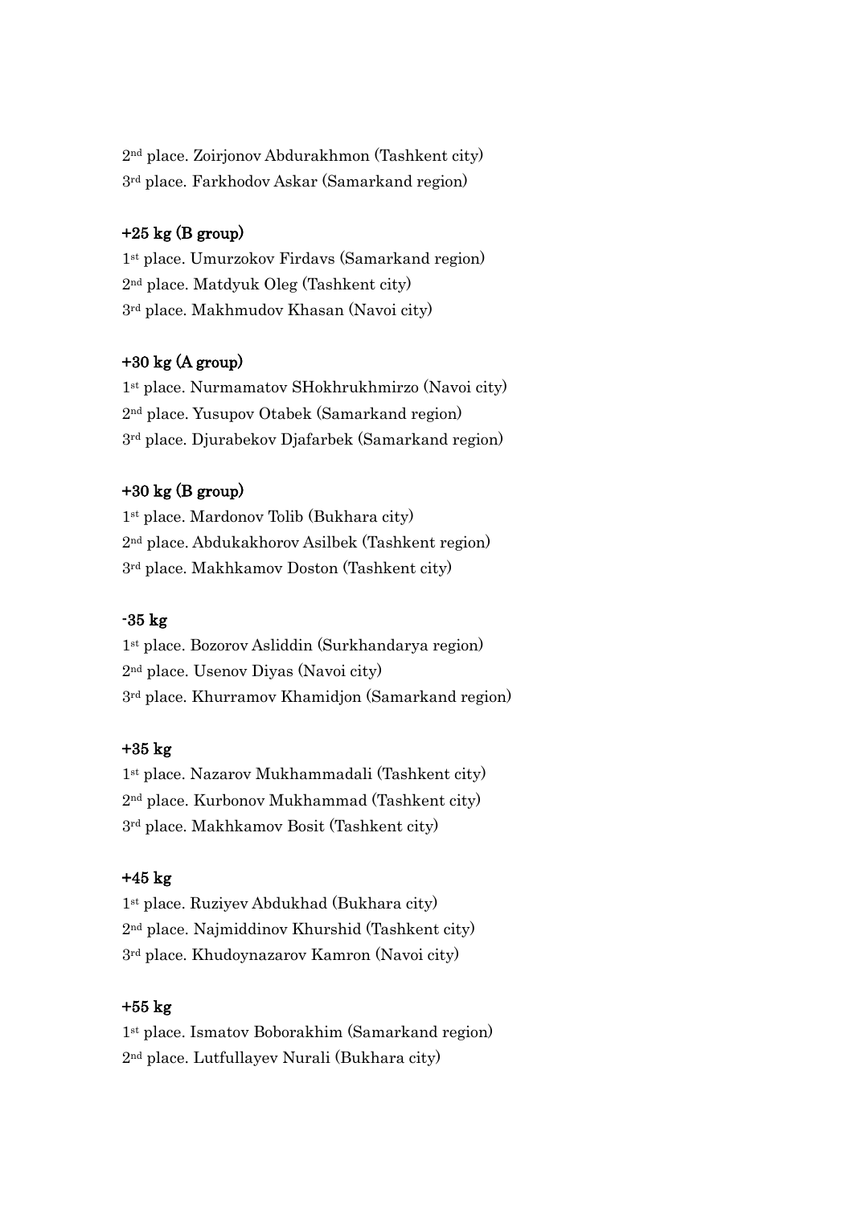2nd place. Zoirjonov Abdurakhmon (Tashkent city)
3rd place. Farkhodov Askar (Samarkand region)

**+25 kg (B group)**

1st place. Umurzokov Firdavs (Samarkand region)
2nd place. Matdyuk Oleg (Tashkent city)
3rd place. Makhmudov Khasan (Navoi city)

**+30 kg (A group)**

1st place. Nurmamatov SHokhrukhmirzo (Navoi city)
2nd place. Yusupov Otabek (Samarkand region)
3rd place. Djurabekov Djafarbek (Samarkand region)

**+30 kg (B group)**

1st place. Mardonov Tolib (Bukhara city)
2nd place. Abdukakhorov Asilbek (Tashkent region)
3rd place. Makhkamov Doston (Tashkent city)

**-35 kg**

1st place. Bozorov Asliddin (Surkhandarya region)
2nd place. Usenov Diyas (Navoi city)
3rd place. Khurramov Khamidjon (Samarkand region)

**+35 kg**

1st place. Nazarov Mukhammadali (Tashkent city)
2nd place. Kurbonov Mukhammad (Tashkent city)
3rd place. Makhkamov Bosit (Tashkent city)

**+45 kg**

1st place. Ruziyev Abdukhad (Bukhara city)
2nd place. Najmiddinov Khurshid (Tashkent city)
3rd place. Khudoynazarov Kamron (Navoi city)

**+55 kg**

1st place. Ismatov Boborakhim (Samarkand region)
2nd place. Lutfullayev Nurali (Bukhara city)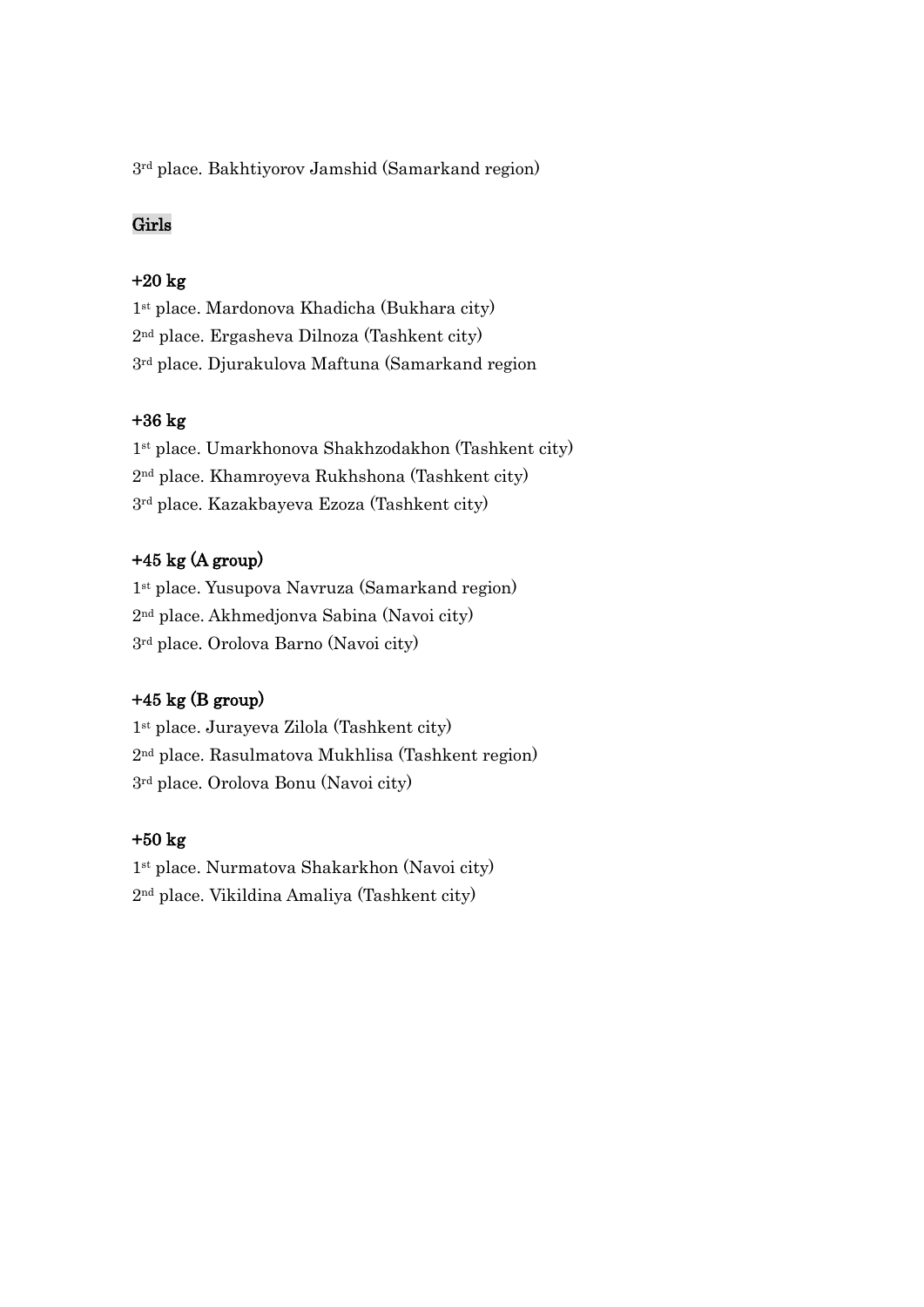3rd place. Bakhtiyorov Jamshid (Samarkand region)

## Girls

### +20 kg

1st place. Mardonova Khadicha (Bukhara city)
2nd place. Ergasheva Dilnoza (Tashkent city)
3rd place. Djurakulova Maftuna (Samarkand region

### +36 kg

1st place. Umarkhonova Shakhzodakhon (Tashkent city)
2nd place. Khamroyeva Rukhshona (Tashkent city)
3rd place. Kazakbayeva Ezoza (Tashkent city)

### +45 kg (A group)

1st place. Yusupova Navruza (Samarkand region)
2nd place. Akhmedjonva Sabina (Navoi city)
3rd place. Orolova Barno (Navoi city)

### +45 kg (B group)

1st place. Jurayeva Zilola (Tashkent city)
2nd place. Rasulmatova Mukhlisa (Tashkent region)
3rd place. Orolova Bonu (Navoi city)

### +50 kg

1st place. Nurmatova Shakarkhon (Navoi city)
2nd place. Vikildina Amaliya (Tashkent city)